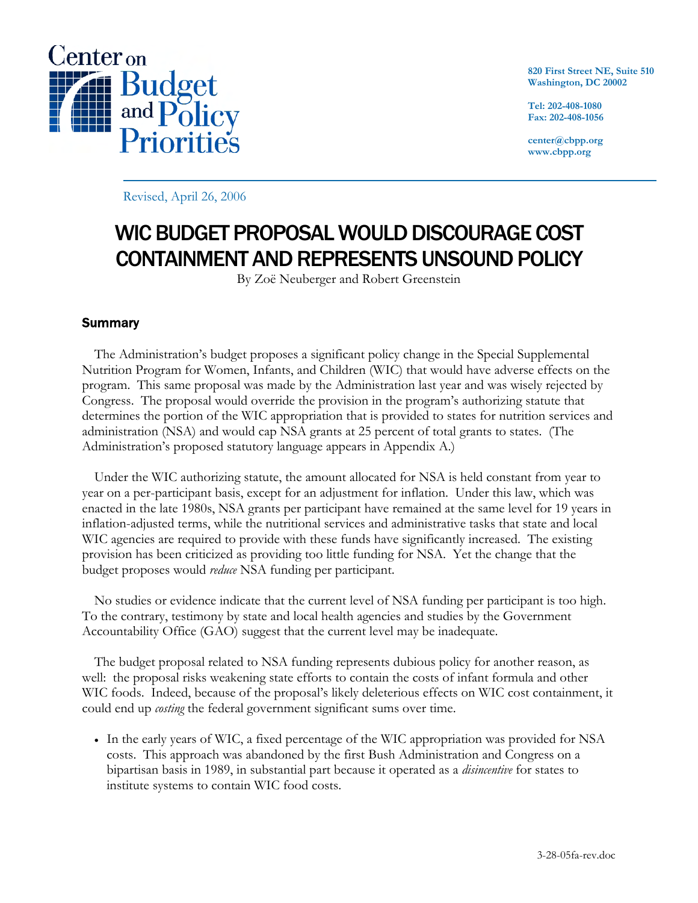Center on Budget and Policy Priorities

820 First Street NE, Suite 510
Washington, DC 20002

Tel: 202-408-1080
Fax: 202-408-1056

center@cbpp.org
www.cbpp.org

Revised, April 26, 2006

# WIC BUDGET PROPOSAL WOULD DISCOURAGE COST CONTAINMENT AND REPRESENTS UNSOUND POLICY

By Zoë Neuberger and Robert Greenstein

## Summary

The Administration's budget proposes a significant policy change in the Special Supplemental Nutrition Program for Women, Infants, and Children (WIC) that would have adverse effects on the program. This same proposal was made by the Administration last year and was wisely rejected by Congress. The proposal would override the provision in the program's authorizing statute that determines the portion of the WIC appropriation that is provided to states for nutrition services and administration (NSA) and would cap NSA grants at 25 percent of total grants to states. (The Administration's proposed statutory language appears in Appendix A.)

Under the WIC authorizing statute, the amount allocated for NSA is held constant from year to year on a per-participant basis, except for an adjustment for inflation. Under this law, which was enacted in the late 1980s, NSA grants per participant have remained at the same level for 19 years in inflation-adjusted terms, while the nutritional services and administrative tasks that state and local WIC agencies are required to provide with these funds have significantly increased. The existing provision has been criticized as providing too little funding for NSA. Yet the change that the budget proposes would *reduce* NSA funding per participant.

No studies or evidence indicate that the current level of NSA funding per participant is too high. To the contrary, testimony by state and local health agencies and studies by the Government Accountability Office (GAO) suggest that the current level may be inadequate.

The budget proposal related to NSA funding represents dubious policy for another reason, as well: the proposal risks weakening state efforts to contain the costs of infant formula and other WIC foods. Indeed, because of the proposal's likely deleterious effects on WIC cost containment, it could end up *costing* the federal government significant sums over time.

- In the early years of WIC, a fixed percentage of the WIC appropriation was provided for NSA costs. This approach was abandoned by the first Bush Administration and Congress on a bipartisan basis in 1989, in substantial part because it operated as a *disincentive* for states to institute systems to contain WIC food costs.

3-28-05fa-rev.doc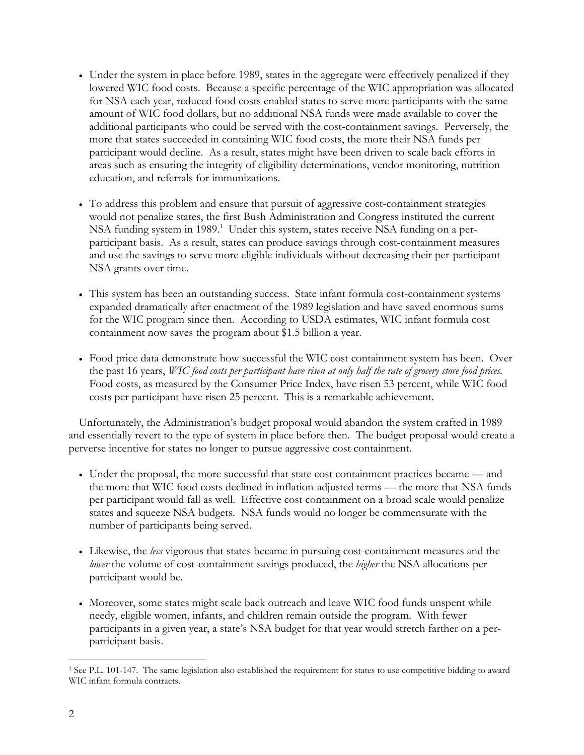- Under the system in place before 1989, states in the aggregate were effectively penalized if they lowered WIC food costs. Because a specific percentage of the WIC appropriation was allocated for NSA each year, reduced food costs enabled states to serve more participants with the same amount of WIC food dollars, but no additional NSA funds were made available to cover the additional participants who could be served with the cost-containment savings. Perversely, the more that states succeeded in containing WIC food costs, the more their NSA funds per participant would decline. As a result, states might have been driven to scale back efforts in areas such as ensuring the integrity of eligibility determinations, vendor monitoring, nutrition education, and referrals for immunizations.

- To address this problem and ensure that pursuit of aggressive cost-containment strategies would not penalize states, the first Bush Administration and Congress instituted the current NSA funding system in 1989.[1] Under this system, states receive NSA funding on a per-participant basis. As a result, states can produce savings through cost-containment measures and use the savings to serve more eligible individuals without decreasing their per-participant NSA grants over time.

- This system has been an outstanding success. State infant formula cost-containment systems expanded dramatically after enactment of the 1989 legislation and have saved enormous sums for the WIC program since then. According to USDA estimates, WIC infant formula cost containment now saves the program about $1.5 billion a year.

- Food price data demonstrate how successful the WIC cost containment system has been. Over the past 16 years, *WIC food costs per participant have risen at only half the rate of grocery store food prices.* Food costs, as measured by the Consumer Price Index, have risen 53 percent, while WIC food costs per participant have risen 25 percent. This is a remarkable achievement.

Unfortunately, the Administration's budget proposal would abandon the system crafted in 1989 and essentially revert to the type of system in place before then. The budget proposal would create a perverse incentive for states no longer to pursue aggressive cost containment.

- Under the proposal, the more successful that state cost containment practices became — and the more that WIC food costs declined in inflation-adjusted terms — the more that NSA funds per participant would fall as well. Effective cost containment on a broad scale would penalize states and squeeze NSA budgets. NSA funds would no longer be commensurate with the number of participants being served.

- Likewise, the *less* vigorous that states became in pursuing cost-containment measures and the *lower* the volume of cost-containment savings produced, the *higher* the NSA allocations per participant would be.

- Moreover, some states might scale back outreach and leave WIC food funds unspent while needy, eligible women, infants, and children remain outside the program. With fewer participants in a given year, a state's NSA budget for that year would stretch farther on a per-participant basis.

[1] See P.L. 101-147. The same legislation also established the requirement for states to use competitive bidding to award WIC infant formula contracts.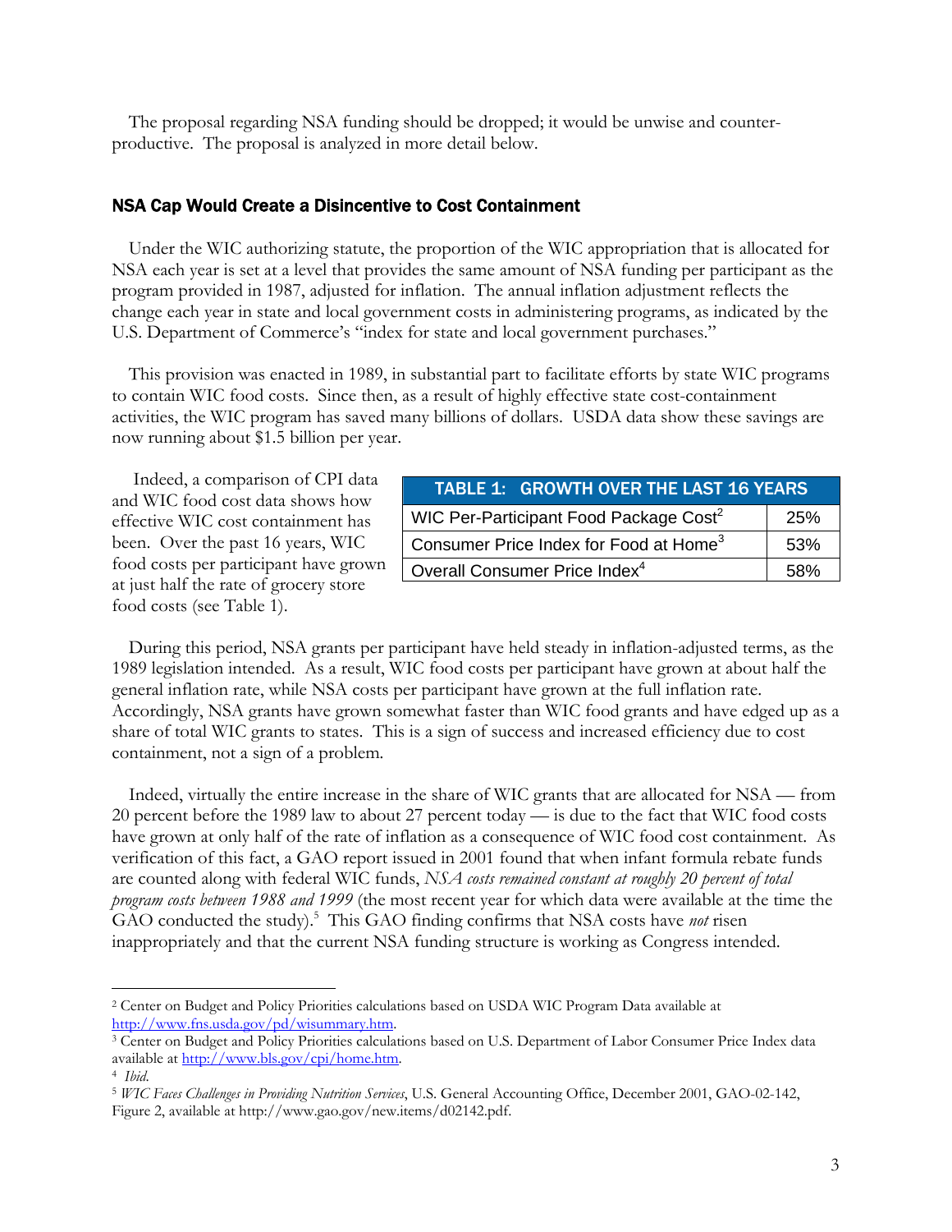The proposal regarding NSA funding should be dropped; it would be unwise and counter-productive. The proposal is analyzed in more detail below.

## NSA Cap Would Create a Disincentive to Cost Containment

Under the WIC authorizing statute, the proportion of the WIC appropriation that is allocated for NSA each year is set at a level that provides the same amount of NSA funding per participant as the program provided in 1987, adjusted for inflation. The annual inflation adjustment reflects the change each year in state and local government costs in administering programs, as indicated by the U.S. Department of Commerce's "index for state and local government purchases."

This provision was enacted in 1989, in substantial part to facilitate efforts by state WIC programs to contain WIC food costs. Since then, as a result of highly effective state cost-containment activities, the WIC program has saved many billions of dollars. USDA data show these savings are now running about $1.5 billion per year.

Indeed, a comparison of CPI data and WIC food cost data shows how effective WIC cost containment has been. Over the past 16 years, WIC food costs per participant have grown at just half the rate of grocery store food costs (see Table 1).

| TABLE 1: GROWTH OVER THE LAST 16 YEARS | |
|---|---|
| WIC Per-Participant Food Package Cost[2] | 25% |
| Consumer Price Index for Food at Home[3] | 53% |
| Overall Consumer Price Index[4] | 58% |

During this period, NSA grants per participant have held steady in inflation-adjusted terms, as the 1989 legislation intended. As a result, WIC food costs per participant have grown at about half the general inflation rate, while NSA costs per participant have grown at the full inflation rate. Accordingly, NSA grants have grown somewhat faster than WIC food grants and have edged up as a share of total WIC grants to states. This is a sign of success and increased efficiency due to cost containment, not a sign of a problem.

Indeed, virtually the entire increase in the share of WIC grants that are allocated for NSA — from 20 percent before the 1989 law to about 27 percent today — is due to the fact that WIC food costs have grown at only half of the rate of inflation as a consequence of WIC food cost containment. As verification of this fact, a GAO report issued in 2001 found that when infant formula rebate funds are counted along with federal WIC funds, *NSA costs remained constant at roughly 20 percent of total program costs between 1988 and 1999* (the most recent year for which data were available at the time the GAO conducted the study).[5] This GAO finding confirms that NSA costs have *not* risen inappropriately and that the current NSA funding structure is working as Congress intended.

---

[2] Center on Budget and Policy Priorities calculations based on USDA WIC Program Data available at http://www.fns.usda.gov/pd/wisummary.htm.

[3] Center on Budget and Policy Priorities calculations based on U.S. Department of Labor Consumer Price Index data available at http://www.bls.gov/cpi/home.htm.

[4] *Ibid.*

[5] *WIC Faces Challenges in Providing Nutrition Services*, U.S. General Accounting Office, December 2001, GAO-02-142, Figure 2, available at http://www.gao.gov/new.items/d02142.pdf.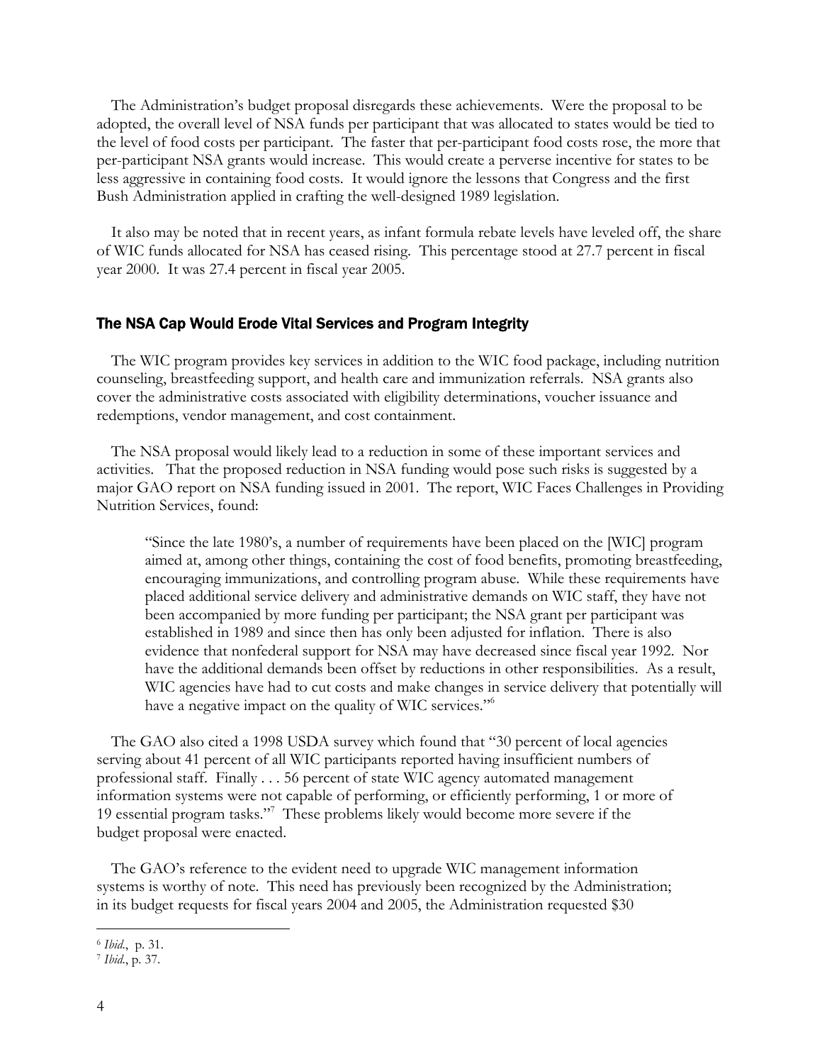The Administration's budget proposal disregards these achievements. Were the proposal to be adopted, the overall level of NSA funds per participant that was allocated to states would be tied to the level of food costs per participant. The faster that per-participant food costs rose, the more that per-participant NSA grants would increase. This would create a perverse incentive for states to be less aggressive in containing food costs. It would ignore the lessons that Congress and the first Bush Administration applied in crafting the well-designed 1989 legislation.

It also may be noted that in recent years, as infant formula rebate levels have leveled off, the share of WIC funds allocated for NSA has ceased rising. This percentage stood at 27.7 percent in fiscal year 2000. It was 27.4 percent in fiscal year 2005.

## The NSA Cap Would Erode Vital Services and Program Integrity

The WIC program provides key services in addition to the WIC food package, including nutrition counseling, breastfeeding support, and health care and immunization referrals. NSA grants also cover the administrative costs associated with eligibility determinations, voucher issuance and redemptions, vendor management, and cost containment.

The NSA proposal would likely lead to a reduction in some of these important services and activities. That the proposed reduction in NSA funding would pose such risks is suggested by a major GAO report on NSA funding issued in 2001. The report, WIC Faces Challenges in Providing Nutrition Services, found:

> "Since the late 1980's, a number of requirements have been placed on the [WIC] program aimed at, among other things, containing the cost of food benefits, promoting breastfeeding, encouraging immunizations, and controlling program abuse. While these requirements have placed additional service delivery and administrative demands on WIC staff, they have not been accompanied by more funding per participant; the NSA grant per participant was established in 1989 and since then has only been adjusted for inflation. There is also evidence that nonfederal support for NSA may have decreased since fiscal year 1992. Nor have the additional demands been offset by reductions in other responsibilities. As a result, WIC agencies have had to cut costs and make changes in service delivery that potentially will have a negative impact on the quality of WIC services."[6]

The GAO also cited a 1998 USDA survey which found that "30 percent of local agencies serving about 41 percent of all WIC participants reported having insufficient numbers of professional staff. Finally . . . 56 percent of state WIC agency automated management information systems were not capable of performing, or efficiently performing, 1 or more of 19 essential program tasks."[7] These problems likely would become more severe if the budget proposal were enacted.

The GAO's reference to the evident need to upgrade WIC management information systems is worthy of note. This need has previously been recognized by the Administration; in its budget requests for fiscal years 2004 and 2005, the Administration requested $30

---

[6] *Ibid.*, p. 31.

[7] *Ibid.*, p. 37.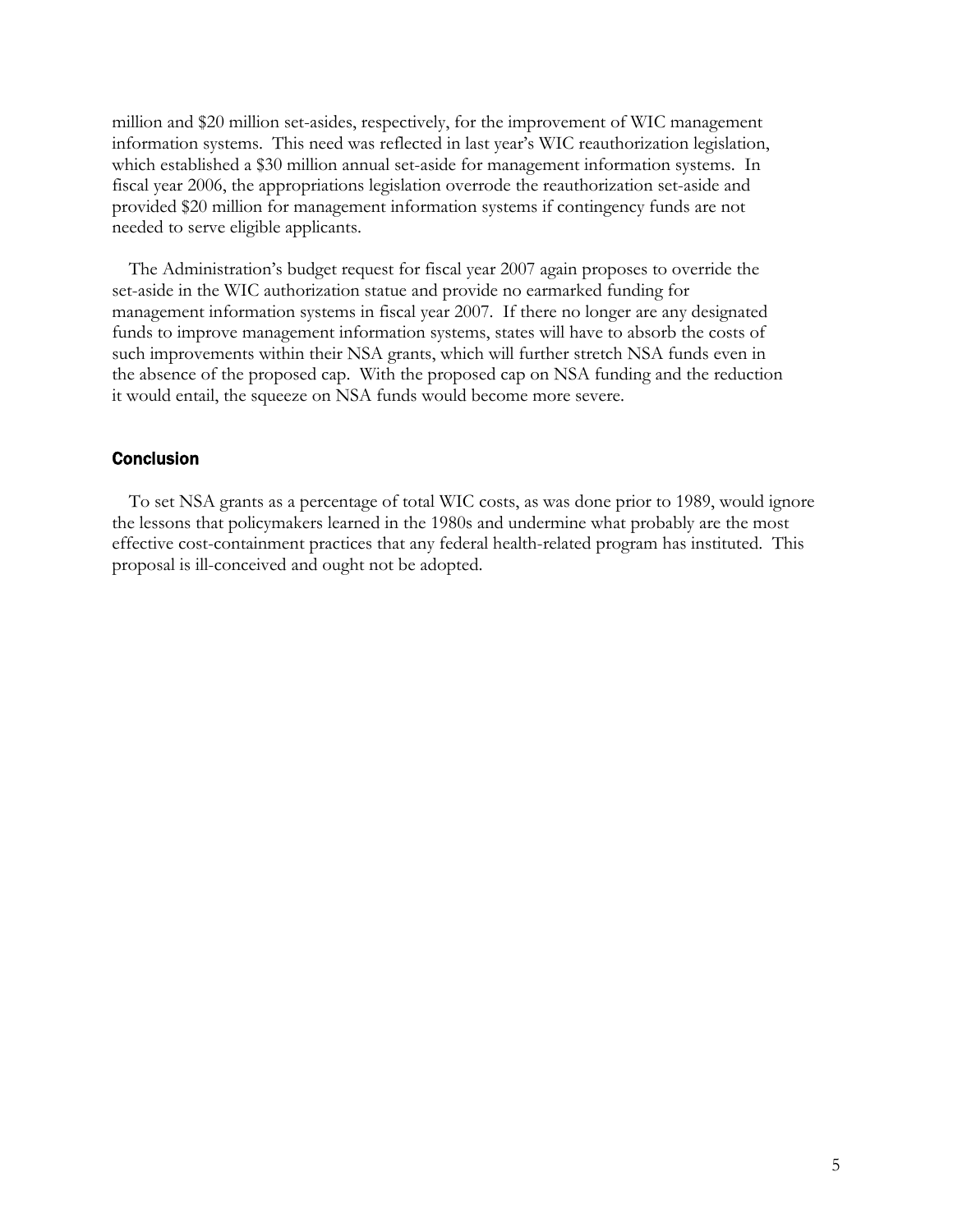million and $20 million set-asides, respectively, for the improvement of WIC management information systems. This need was reflected in last year's WIC reauthorization legislation, which established a $30 million annual set-aside for management information systems. In fiscal year 2006, the appropriations legislation overrode the reauthorization set-aside and provided $20 million for management information systems if contingency funds are not needed to serve eligible applicants.

The Administration's budget request for fiscal year 2007 again proposes to override the set-aside in the WIC authorization statue and provide no earmarked funding for management information systems in fiscal year 2007. If there no longer are any designated funds to improve management information systems, states will have to absorb the costs of such improvements within their NSA grants, which will further stretch NSA funds even in the absence of the proposed cap. With the proposed cap on NSA funding and the reduction it would entail, the squeeze on NSA funds would become more severe.

### Conclusion

To set NSA grants as a percentage of total WIC costs, as was done prior to 1989, would ignore the lessons that policymakers learned in the 1980s and undermine what probably are the most effective cost-containment practices that any federal health-related program has instituted. This proposal is ill-conceived and ought not be adopted.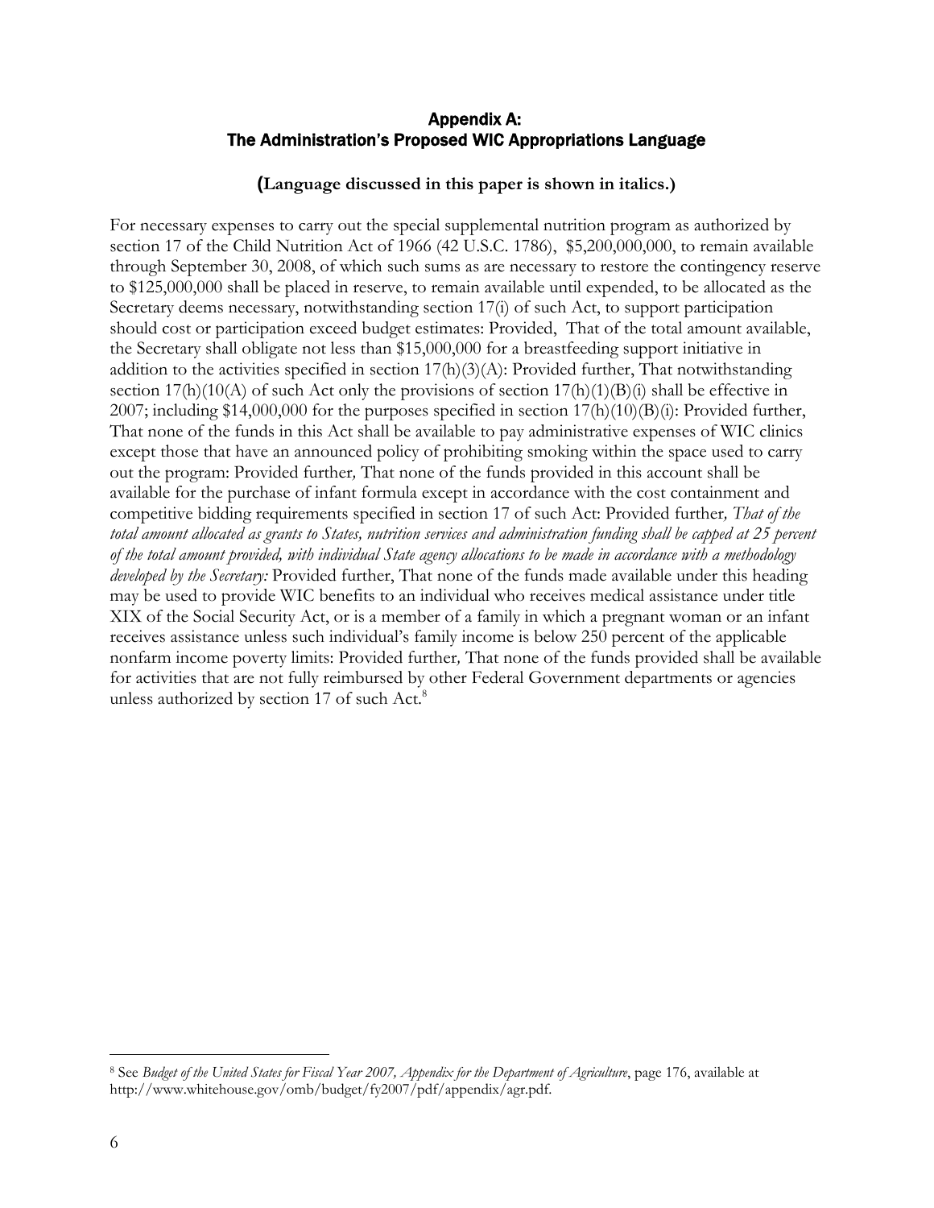## Appendix A:
## The Administration's Proposed WIC Appropriations Language

**(Language discussed in this paper is shown in italics.)**

For necessary expenses to carry out the special supplemental nutrition program as authorized by section 17 of the Child Nutrition Act of 1966 (42 U.S.C. 1786), $5,200,000,000, to remain available through September 30, 2008, of which such sums as are necessary to restore the contingency reserve to $125,000,000 shall be placed in reserve, to remain available until expended, to be allocated as the Secretary deems necessary, notwithstanding section 17(i) of such Act, to support participation should cost or participation exceed budget estimates: Provided, That of the total amount available, the Secretary shall obligate not less than $15,000,000 for a breastfeeding support initiative in addition to the activities specified in section 17(h)(3)(A): Provided further, That notwithstanding section 17(h)(10(A) of such Act only the provisions of section 17(h)(1)(B)(i) shall be effective in 2007; including $14,000,000 for the purposes specified in section 17(h)(10)(B)(i): Provided further, That none of the funds in this Act shall be available to pay administrative expenses of WIC clinics except those that have an announced policy of prohibiting smoking within the space used to carry out the program: Provided further*,* That none of the funds provided in this account shall be available for the purchase of infant formula except in accordance with the cost containment and competitive bidding requirements specified in section 17 of such Act: Provided further*, That of the total amount allocated as grants to States, nutrition services and administration funding shall be capped at 25 percent of the total amount provided, with individual State agency allocations to be made in accordance with a methodology developed by the Secretary:* Provided further, That none of the funds made available under this heading may be used to provide WIC benefits to an individual who receives medical assistance under title XIX of the Social Security Act, or is a member of a family in which a pregnant woman or an infant receives assistance unless such individual's family income is below 250 percent of the applicable nonfarm income poverty limits: Provided further*,* That none of the funds provided shall be available for activities that are not fully reimbursed by other Federal Government departments or agencies unless authorized by section 17 of such Act.[8]

[8] See *Budget of the United States for Fiscal Year 2007, Appendix for the Department of Agriculture*, page 176, available at http://www.whitehouse.gov/omb/budget/fy2007/pdf/appendix/agr.pdf.